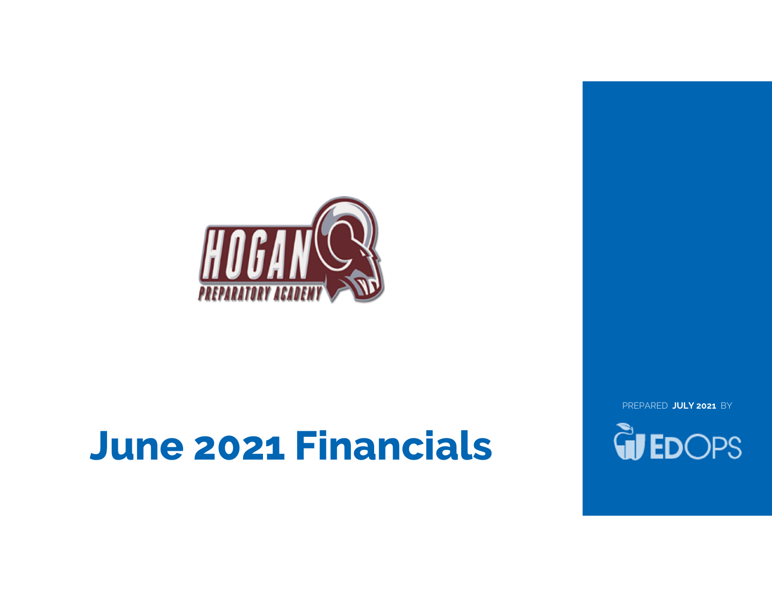# June 2021 Financials

PREPARED **JULY 2021** BY

EDOPS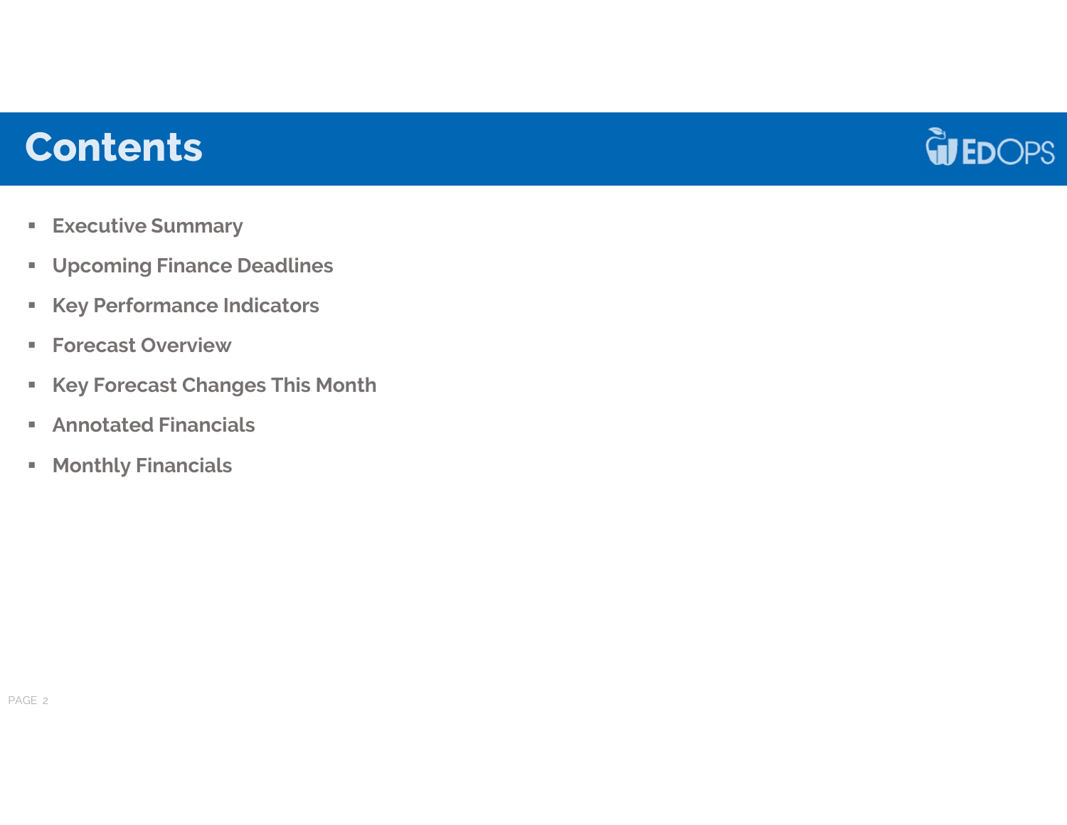# Contents

- Executive Summary
- Upcoming Finance Deadlines
- Key Performance Indicators
- Forecast Overview
- Key Forecast Changes This Month
- Annotated Financials
- Monthly Financials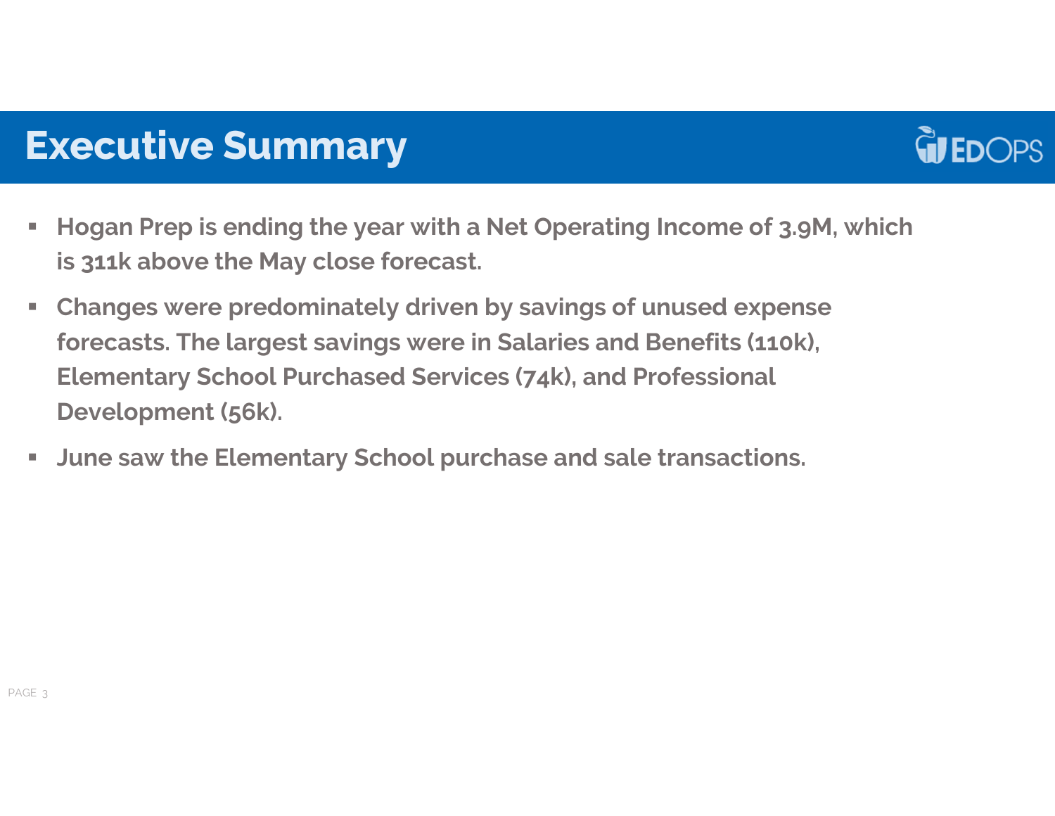# Executive Summary

- **Hogan Prep is ending the year with a Net Operating Income of 3.9M, which is 311k above the May close forecast.**
- **Changes were predominately driven by savings of unused expense forecasts. The largest savings were in Salaries and Benefits (110k), Elementary School Purchased Services (74k), and Professional Development (56k).**
- **June saw the Elementary School purchase and sale transactions.**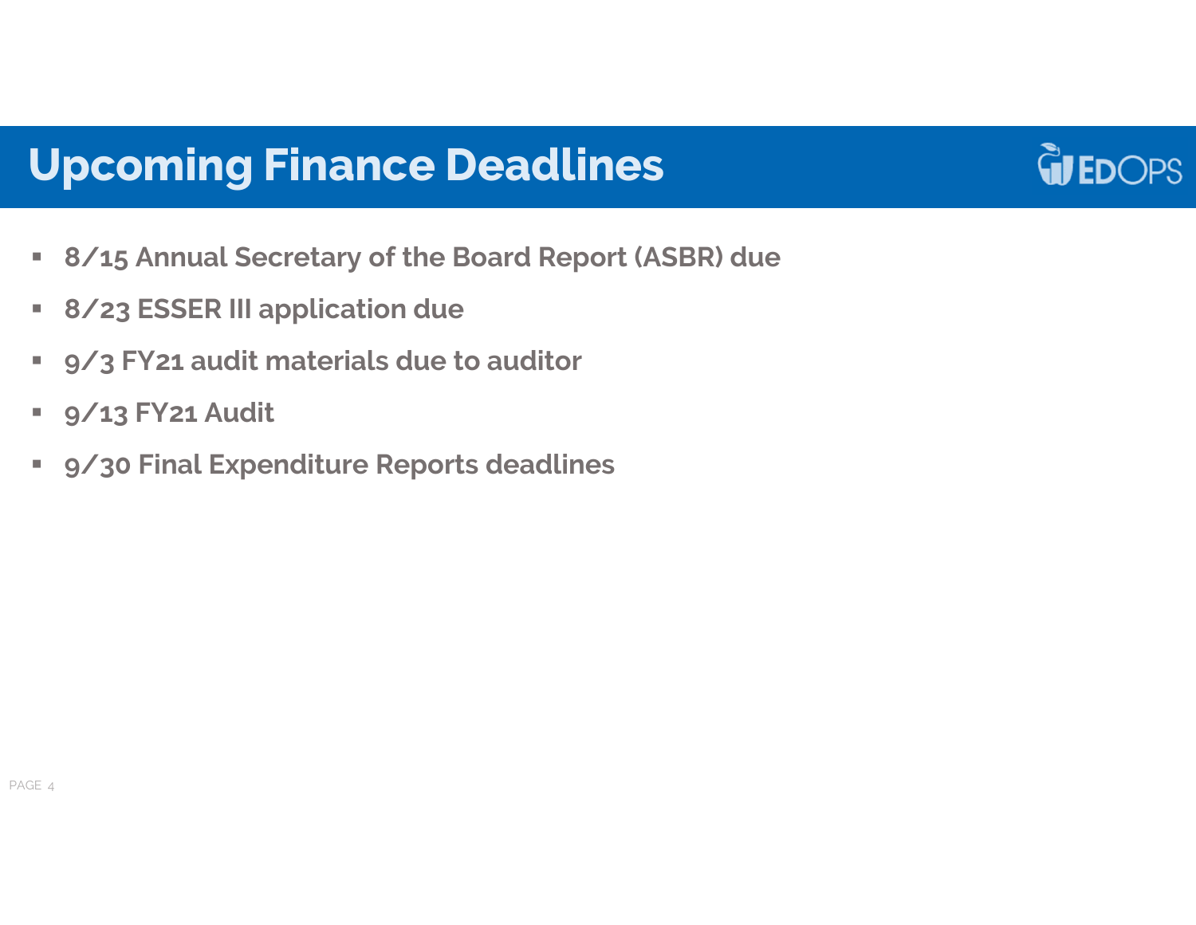# Upcoming Finance Deadlines

- **8/15 Annual Secretary of the Board Report (ASBR) due**
- **8/23 ESSER III application due**
- **9/3 FY21 audit materials due to auditor**
- **9/13 FY21 Audit**
- **9/30 Final Expenditure Reports deadlines**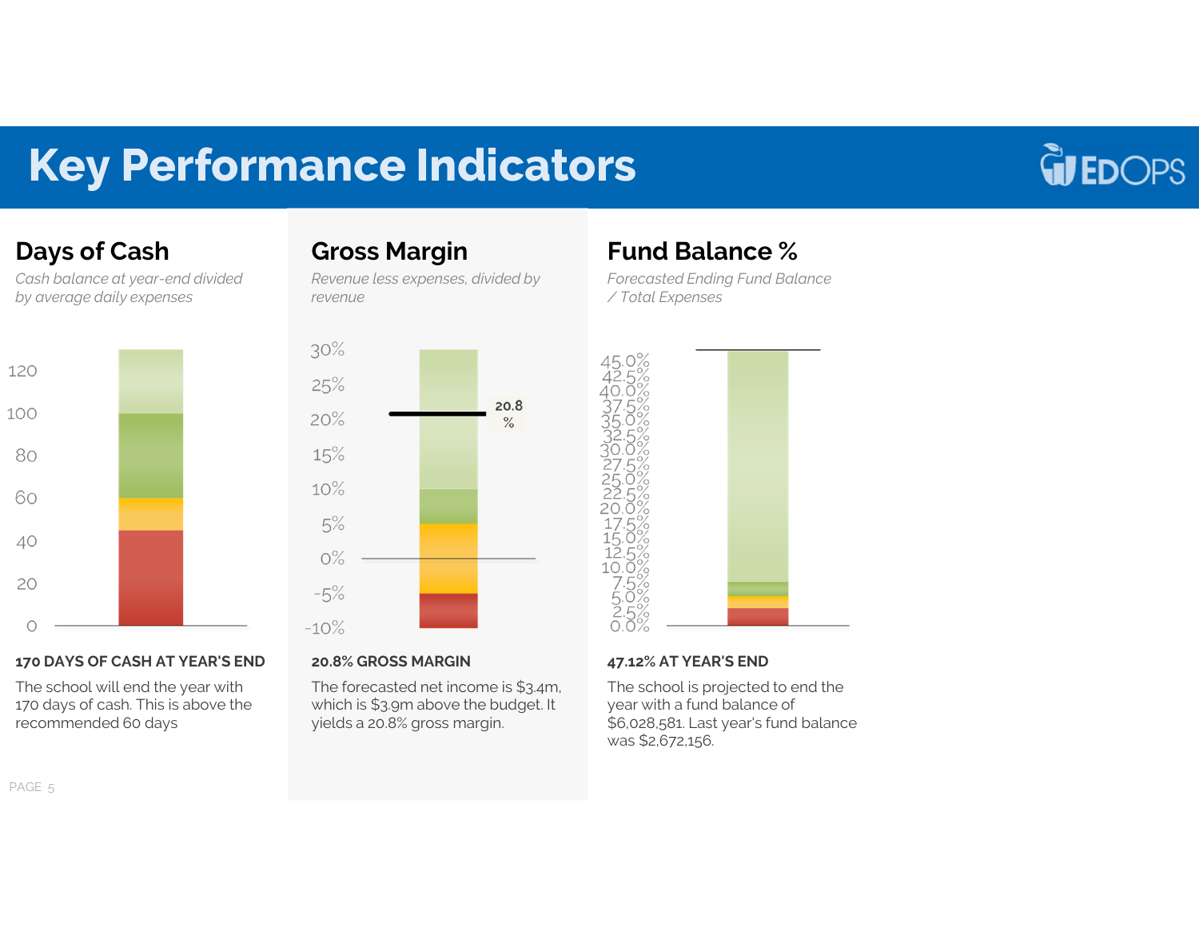# Key Performance Indicators

## Days of Cash

*Cash balance at year-end divided by average daily expenses*

**170 DAYS OF CASH AT YEAR'S END**

The school will end the year with 170 days of cash. This is above the recommended 60 days

## Gross Margin

*Revenue less expenses, divided by revenue*

**20.8% GROSS MARGIN**

The forecasted net income is $3.4m, which is $3.9m above the budget. It yields a 20.8% gross margin.

## Fund Balance %

*Forecasted Ending Fund Balance / Total Expenses*

**47.12% AT YEAR'S END**

The school is projected to end the year with a fund balance of $6,028,581. Last year's fund balance was $2,672,156.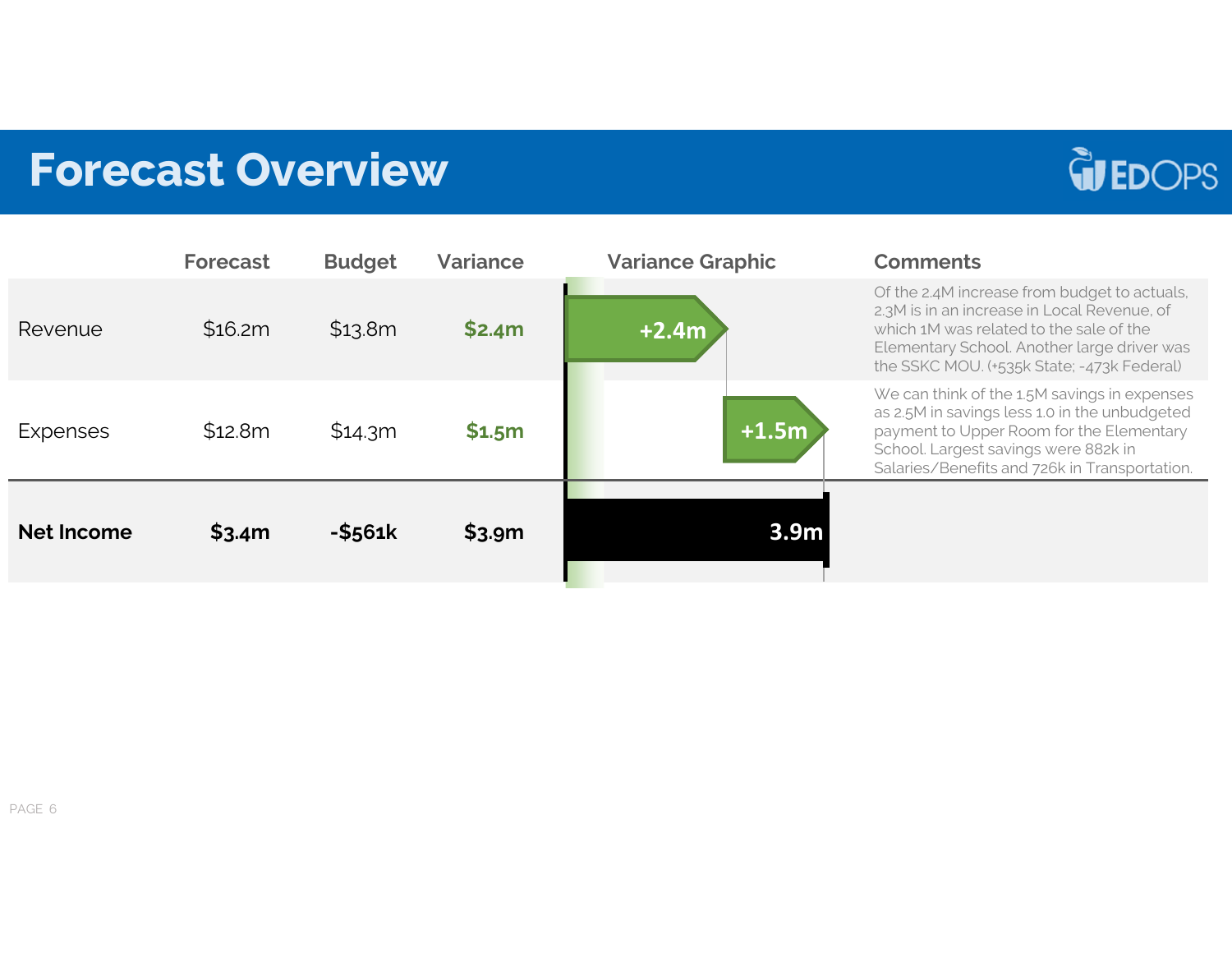# Forecast Overview

|  | Forecast | Budget | Variance | Variance Graphic | Comments |
|---|---|---|---|---|---|
| Revenue | $16.2m | $13.8m | $2.4m | +2.4m | Of the 2.4M increase from budget to actuals, 2.3M is in an increase in Local Revenue, of which 1M was related to the sale of the Elementary School. Another large driver was the SSKC MOU. (+535k State; -473k Federal) |
| Expenses | $12.8m | $14.3m | $1.5m | +1.5m | We can think of the 1.5M savings in expenses as 2.5M in savings less 1.0 in the unbudgeted payment to Upper Room for the Elementary School. Largest savings were 882k in Salaries/Benefits and 726k in Transportation. |
| **Net Income** | **$3.4m** | **-$561k** | **$3.9m** | **3.9m** |  |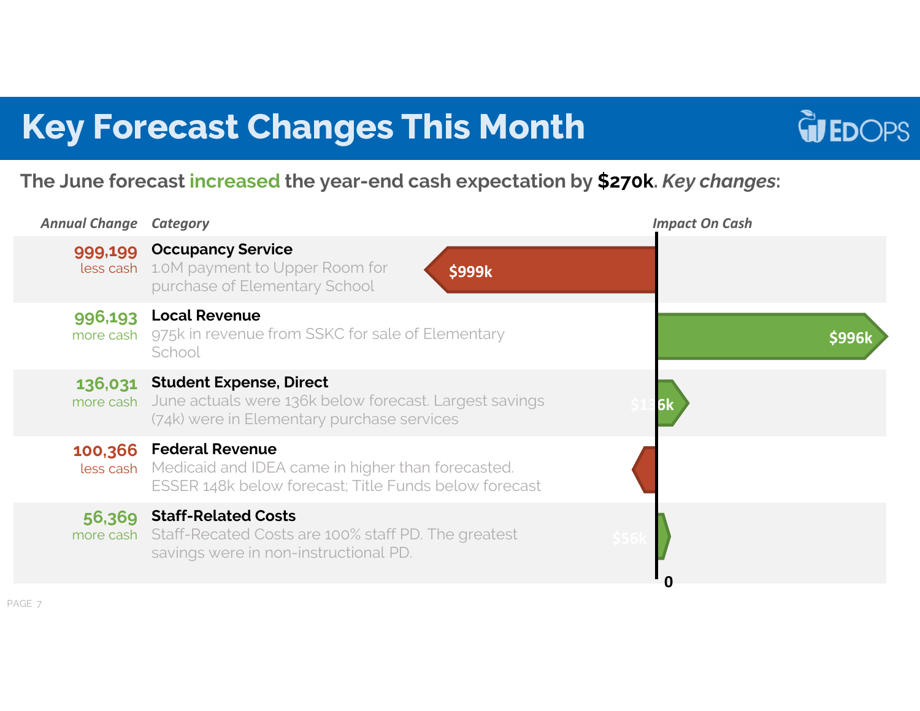# Key Forecast Changes This Month

**The June forecast increased the year-end cash expectation by $270k.** ***Key changes*****:**

| *Annual Change* | *Category* | *Impact On Cash* |
|---|---|---|
| 999,199 less cash | **Occupancy Service** 1.0M payment to Upper Room for purchase of Elementary School | $999k |
| 996,193 more cash | **Local Revenue** 975k in revenue from SSKC for sale of Elementary School | $996k |
| 136,031 more cash | **Student Expense, Direct** June actuals were 136k below forecast. Largest savings (74k) were in Elementary purchase services | $136k |
| 100,366 less cash | **Federal Revenue** Medicaid and IDEA came in higher than forecasted. ESSER 148k below forecast; Title Funds below forecast | |
| 56,369 more cash | **Staff-Related Costs** Staff-Recated Costs are 100% staff PD. The greatest savings were in non-instructional PD. | $56k |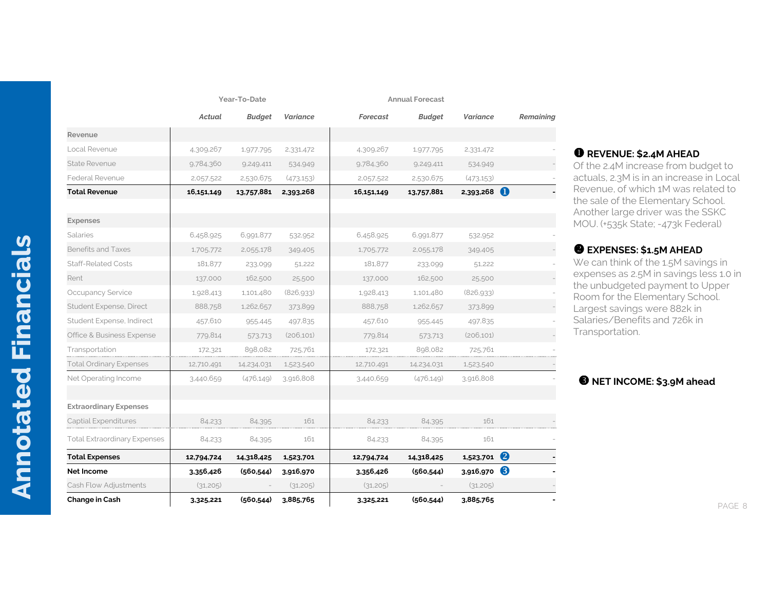# Annotated Financials

| | Year-To-Date | | | Annual Forecast | | | |
|---|---|---|---|---|---|---|---|
| | *Actual* | *Budget* | *Variance* | *Forecast* | *Budget* | *Variance* | *Remaining* |
| **Revenue** | | | | | | | |
| Local Revenue | 4,309,267 | 1,977,795 | 2,331,472 | 4,309,267 | 1,977,795 | 2,331,472 | - |
| State Revenue | 9,784,360 | 9,249,411 | 534,949 | 9,784,360 | 9,249,411 | 534,949 | - |
| Federal Revenue | 2,057,522 | 2,530,675 | (473,153) | 2,057,522 | 2,530,675 | (473,153) | - |
| **Total Revenue** | **16,151,149** | **13,757,881** | **2,393,268** | **16,151,149** | **13,757,881** | **2,393,268** ❶ | **-** |
| | | | | | | | |
| **Expenses** | | | | | | | |
| Salaries | 6,458,925 | 6,991,877 | 532,952 | 6,458,925 | 6,991,877 | 532,952 | - |
| Benefits and Taxes | 1,705,772 | 2,055,178 | 349,405 | 1,705,772 | 2,055,178 | 349,405 | - |
| Staff-Related Costs | 181,877 | 233,099 | 51,222 | 181,877 | 233,099 | 51,222 | - |
| Rent | 137,000 | 162,500 | 25,500 | 137,000 | 162,500 | 25,500 | - |
| Occupancy Service | 1,928,413 | 1,101,480 | (826,933) | 1,928,413 | 1,101,480 | (826,933) | - |
| Student Expense, Direct | 888,758 | 1,262,657 | 373,899 | 888,758 | 1,262,657 | 373,899 | - |
| Student Expense, Indirect | 457,610 | 955,445 | 497,835 | 457,610 | 955,445 | 497,835 | - |
| Office & Business Expense | 779,814 | 573,713 | (206,101) | 779,814 | 573,713 | (206,101) | - |
| Transportation | 172,321 | 898,082 | 725,761 | 172,321 | 898,082 | 725,761 | - |
| Total Ordinary Expenses | 12,710,491 | 14,234,031 | 1,523,540 | 12,710,491 | 14,234,031 | 1,523,540 | - |
| Net Operating Income | 3,440,659 | (476,149) | 3,916,808 | 3,440,659 | (476,149) | 3,916,808 | - |
| | | | | | | | |
| **Extraordinary Expenses** | | | | | | | |
| Captial Expenditures | 84,233 | 84,395 | 161 | 84,233 | 84,395 | 161 | - |
| Total Extraordinary Expenses | 84,233 | 84,395 | 161 | 84,233 | 84,395 | 161 | - |
| **Total Expenses** | **12,794,724** | **14,318,425** | **1,523,701** | **12,794,724** | **14,318,425** | **1,523,701** ❷ | **-** |
| **Net Income** | **3,356,426** | **(560,544)** | **3,916,970** | **3,356,426** | **(560,544)** | **3,916,970** ❸ | **-** |
| Cash Flow Adjustments | (31,205) | - | (31,205) | (31,205) | - | (31,205) | - |
| **Change in Cash** | **3,325,221** | **(560,544)** | **3,885,765** | **3,325,221** | **(560,544)** | **3,885,765** | **-** |

**❶ REVENUE: $2.4M AHEAD**

Of the 2.4M increase from budget to actuals, 2.3M is in an increase in Local Revenue, of which 1M was related to the sale of the Elementary School. Another large driver was the SSKC MOU. (+535k State; -473k Federal)

**❷ EXPENSES: $1.5M AHEAD**

We can think of the 1.5M savings in expenses as 2.5M in savings less 1.0 in the unbudgeted payment to Upper Room for the Elementary School. Largest savings were 882k in Salaries/Benefits and 726k in Transportation.

**❸ NET INCOME: $3.9M ahead**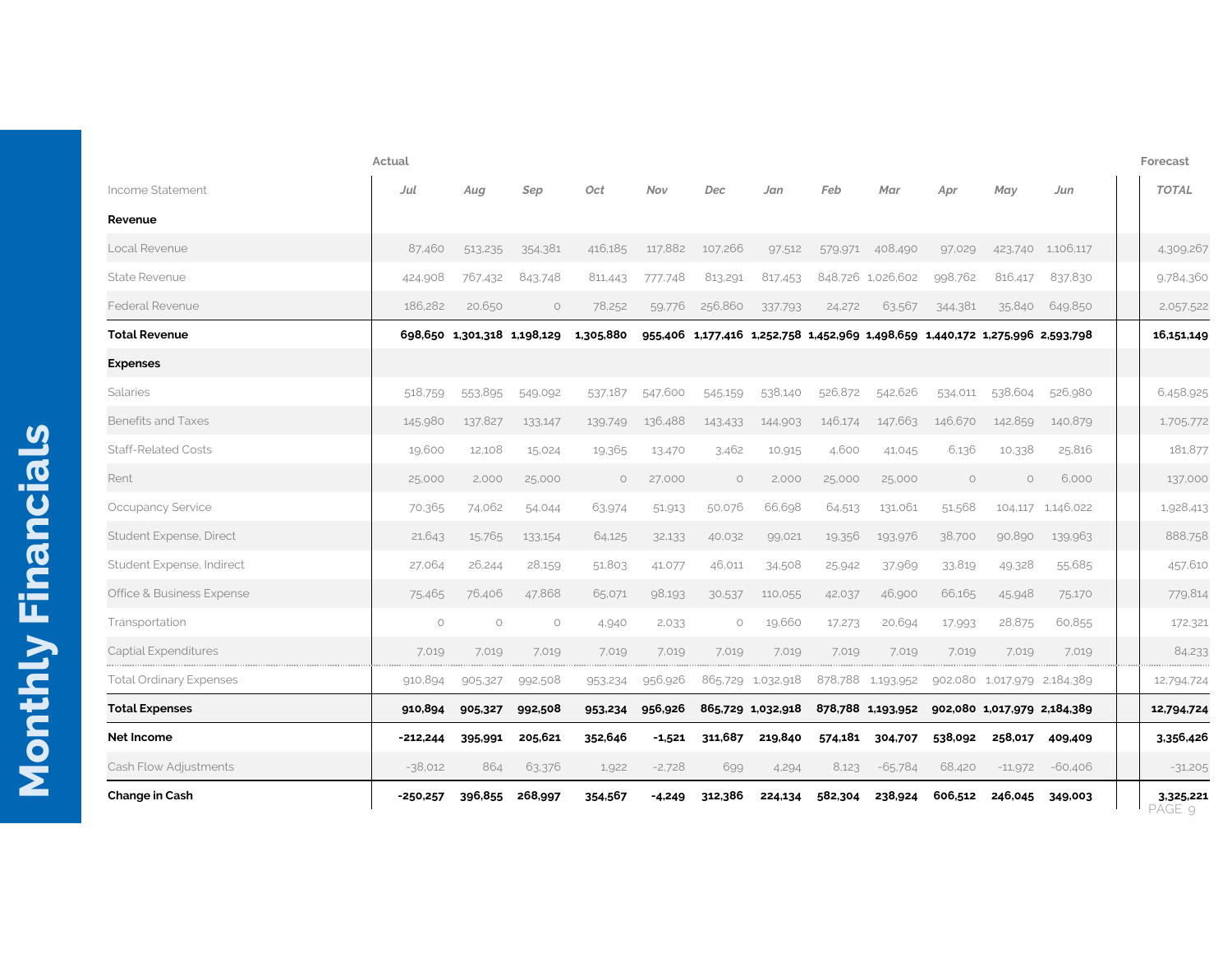# Monthly Financials

| Income Statement | Actual | | | | | | | | | | | | Forecast |
|---|---|---|---|---|---|---|---|---|---|---|---|---|---|
| | *Jul* | *Aug* | *Sep* | *Oct* | *Nov* | *Dec* | *Jan* | *Feb* | *Mar* | *Apr* | *May* | *Jun* | *TOTAL* |
| **Revenue** | | | | | | | | | | | | | |
| Local Revenue | 87,460 | 513,235 | 354,381 | 416,185 | 117,882 | 107,266 | 97,512 | 579,971 | 408,490 | 97,029 | 423,740 | 1,106,117 | 4,309,267 |
| State Revenue | 424,908 | 767,432 | 843,748 | 811,443 | 777,748 | 813,291 | 817,453 | 848,726 | 1,026,602 | 998,762 | 816,417 | 837,830 | 9,784,360 |
| Federal Revenue | 186,282 | 20,650 | 0 | 78,252 | 59,776 | 256,860 | 337,793 | 24,272 | 63,567 | 344,381 | 35,840 | 649,850 | 2,057,522 |
| **Total Revenue** | **698,650** | **1,301,318** | **1,198,129** | **1,305,880** | **955,406** | **1,177,416** | **1,252,758** | **1,452,969** | **1,498,659** | **1,440,172** | **1,275,996** | **2,593,798** | **16,151,149** |
| **Expenses** | | | | | | | | | | | | | |
| Salaries | 518,759 | 553,895 | 549,092 | 537,187 | 547,600 | 545,159 | 538,140 | 526,872 | 542,626 | 534,011 | 538,604 | 526,980 | 6,458,925 |
| Benefits and Taxes | 145,980 | 137,827 | 133,147 | 139,749 | 136,488 | 143,433 | 144,903 | 146,174 | 147,663 | 146,670 | 142,859 | 140,879 | 1,705,772 |
| Staff-Related Costs | 19,600 | 12,108 | 15,024 | 19,365 | 13,470 | 3,462 | 10,915 | 4,600 | 41,045 | 6,136 | 10,338 | 25,816 | 181,877 |
| Rent | 25,000 | 2,000 | 25,000 | 0 | 27,000 | 0 | 2,000 | 25,000 | 25,000 | 0 | 0 | 6,000 | 137,000 |
| Occupancy Service | 70,365 | 74,062 | 54,044 | 63,974 | 51,913 | 50,076 | 66,698 | 64,513 | 131,061 | 51,568 | 104,117 | 1,146,022 | 1,928,413 |
| Student Expense, Direct | 21,643 | 15,765 | 133,154 | 64,125 | 32,133 | 40,032 | 99,021 | 19,356 | 193,976 | 38,700 | 90,890 | 139,963 | 888,758 |
| Student Expense, Indirect | 27,064 | 26,244 | 28,159 | 51,803 | 41,077 | 46,011 | 34,508 | 25,942 | 37,969 | 33,819 | 49,328 | 55,685 | 457,610 |
| Office & Business Expense | 75,465 | 76,406 | 47,868 | 65,071 | 98,193 | 30,537 | 110,055 | 42,037 | 46,900 | 66,165 | 45,948 | 75,170 | 779,814 |
| Transportation | 0 | 0 | 0 | 4,940 | 2,033 | 0 | 19,660 | 17,273 | 20,694 | 17,993 | 28,875 | 60,855 | 172,321 |
| Captial Expenditures | 7,019 | 7,019 | 7,019 | 7,019 | 7,019 | 7,019 | 7,019 | 7,019 | 7,019 | 7,019 | 7,019 | 7,019 | 84,233 |
| Total Ordinary Expenses | 910,894 | 905,327 | 992,508 | 953,234 | 956,926 | 865,729 | 1,032,918 | 878,788 | 1,193,952 | 902,080 | 1,017,979 | 2,184,389 | 12,794,724 |
| **Total Expenses** | **910,894** | **905,327** | **992,508** | **953,234** | **956,926** | **865,729** | **1,032,918** | **878,788** | **1,193,952** | **902,080** | **1,017,979** | **2,184,389** | **12,794,724** |
| **Net Income** | **-212,244** | **395,991** | **205,621** | **352,646** | **-1,521** | **311,687** | **219,840** | **574,181** | **304,707** | **538,092** | **258,017** | **409,409** | **3,356,426** |
| Cash Flow Adjustments | -38,012 | 864 | 63,376 | 1,922 | -2,728 | 699 | 4,294 | 8,123 | -65,784 | 68,420 | -11,972 | -60,406 | -31,205 |
| **Change in Cash** | **-250,257** | **396,855** | **268,997** | **354,567** | **-4,249** | **312,386** | **224,134** | **582,304** | **238,924** | **606,512** | **246,045** | **349,003** | **3,325,221** |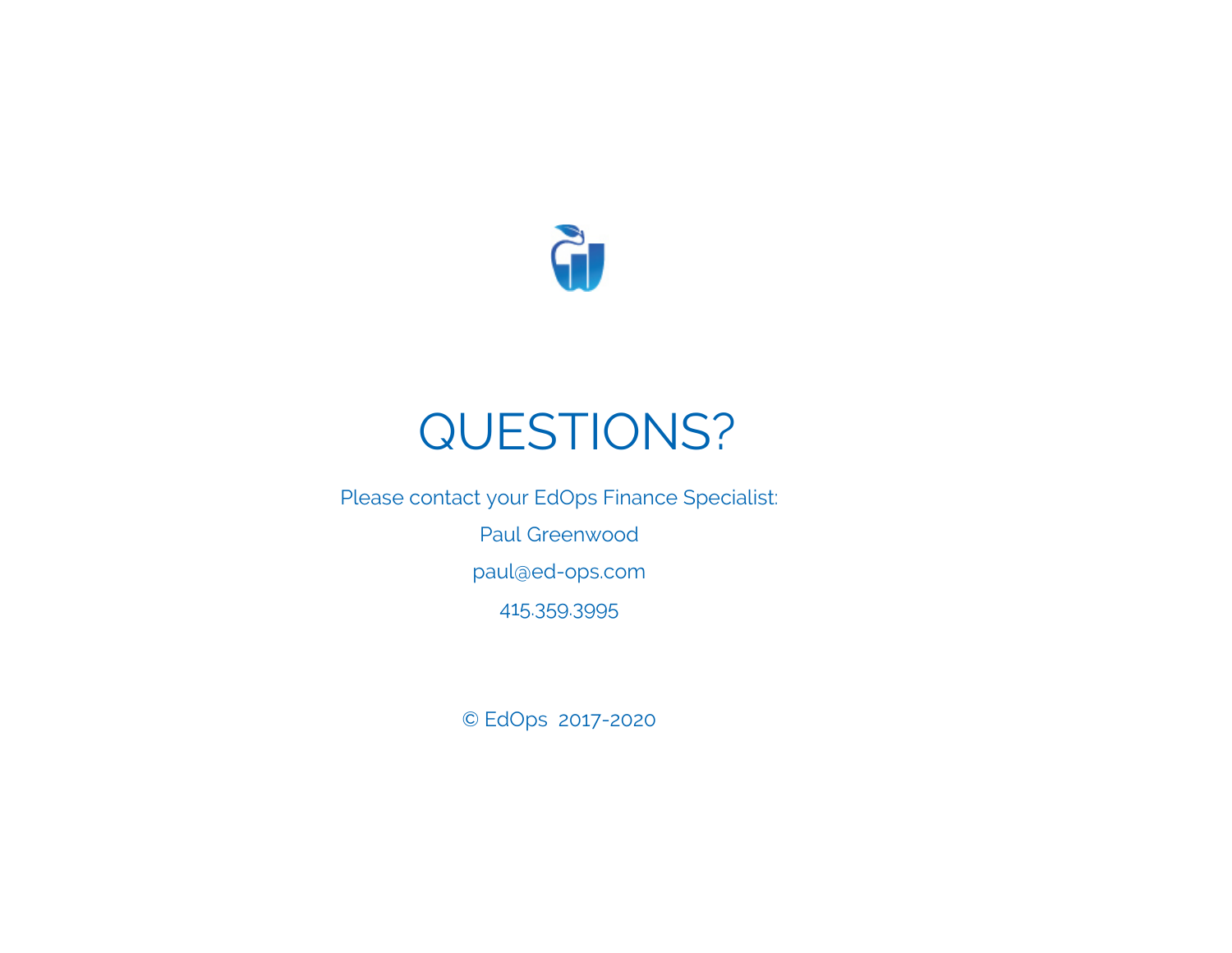# QUESTIONS?

Please contact your EdOps Finance Specialist:

Paul Greenwood

paul@ed-ops.com

415.359.3995

© EdOps 2017-2020